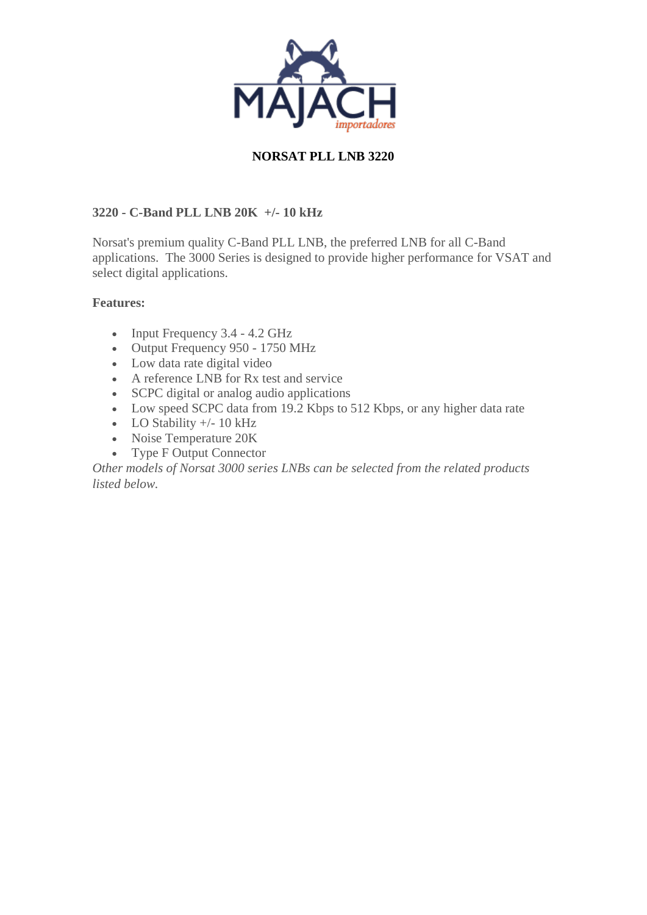# NORSAT PLL LNB 3220

### 3220 - C-Band PLL LNB 20K +/- 10 kHz

Norsat's premium quality C-Band PLL LNB, the preferred LNB for all C-Band applications. The 3000 Series is designed to provide higher performance for VSAT and select digital applications.

**Features:**

- Input Frequency 3.4 - 4.2 GHz
- Output Frequency 950 - 1750 MHz
- Low data rate digital video
- A reference LNB for Rx test and service
- SCPC digital or analog audio applications
- Low speed SCPC data from 19.2 Kbps to 512 Kbps, or any higher data rate
- LO Stability +/- 10 kHz
- Noise Temperature 20K
- Type F Output Connector

*Other models of Norsat 3000 series LNBs can be selected from the related products listed below.*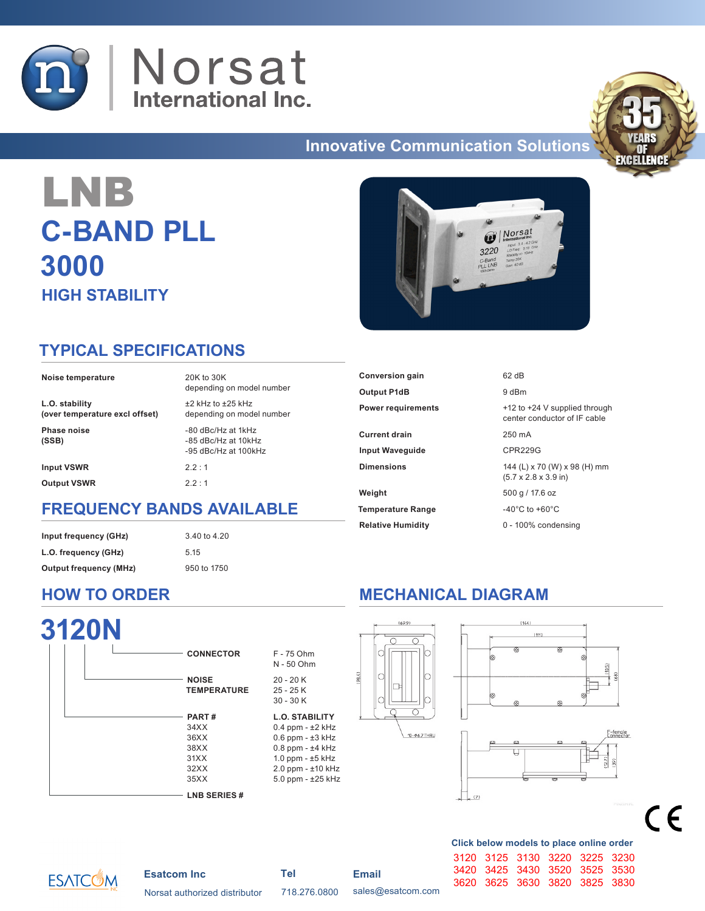# Norsat

International Inc.

Innovative Communication Solutions

35 YEARS OF EXCELLENCE

# LNB

## C-BAND PLL

## 3000

### HIGH STABILITY

## TYPICAL SPECIFICATIONS

| | |
|---|---|
| **Noise temperature** | 20K to 30K depending on model number |
| **L.O. stability (over temperature excl offset)** | ±2 kHz to ±25 kHz depending on model number |
| **Phase noise (SSB)** | -80 dBc/Hz at 1kHz<br>-85 dBc/Hz at 10kHz<br>-95 dBc/Hz at 100kHz |
| **Input VSWR** | 2.2 : 1 |
| **Output VSWR** | 2.2 : 1 |
| **Conversion gain** | 62 dB |
| **Output P1dB** | 9 dBm |
| **Power requirements** | +12 to +24 V supplied through center conductor of IF cable |
| **Current drain** | 250 mA |
| **Input Waveguide** | CPR229G |
| **Dimensions** | 144 (L) x 70 (W) x 98 (H) mm<br>(5.7 x 2.8 x 3.9 in) |
| **Weight** | 500 g / 17.6 oz |
| **Temperature Range** | -40°C to +60°C |
| **Relative Humidity** | 0 - 100% condensing |

## FREQUENCY BANDS AVAILABLE

| | |
|---|---|
| **Input frequency (GHz)** | 3.40 to 4.20 |
| **L.O. frequency (GHz)** | 5.15 |
| **Output frequency (MHz)** | 950 to 1750 |

## HOW TO ORDER

**3120N**

| | |
|---|---|
| **CONNECTOR** | F - 75 Ohm<br>N - 50 Ohm |
| **NOISE TEMPERATURE** | 20 - 20 K<br>25 - 25 K<br>30 - 30 K |
| **PART #** | **L.O. STABILITY** |
| 34XX | 0.4 ppm - ±2 kHz |
| 36XX | 0.6 ppm - ±3 kHz |
| 38XX | 0.8 ppm - ±4 kHz |
| 31XX | 1.0 ppm - ±5 kHz |
| 32XX | 2.0 ppm - ±10 kHz |
| 35XX | 5.0 ppm - ±25 kHz |
| **LNB SERIES #** | |

## MECHANICAL DIAGRAM

(62.9)
(144)
(111)
(98.4)
(105)
(68)
4-Ø6.7 THRU
F-female Connector
(27)
(36)
(7)

CE

**Click below models to place online order**

3120 3125 3130 3220 3225 3230
3420 3425 3430 3520 3525 3530
3620 3625 3630 3820 3825 3830

ESATCOM INC

**Esatcom Inc**
Norsat authorized distributor

**Tel**
718.276.0800

**Email**
sales@esatcom.com